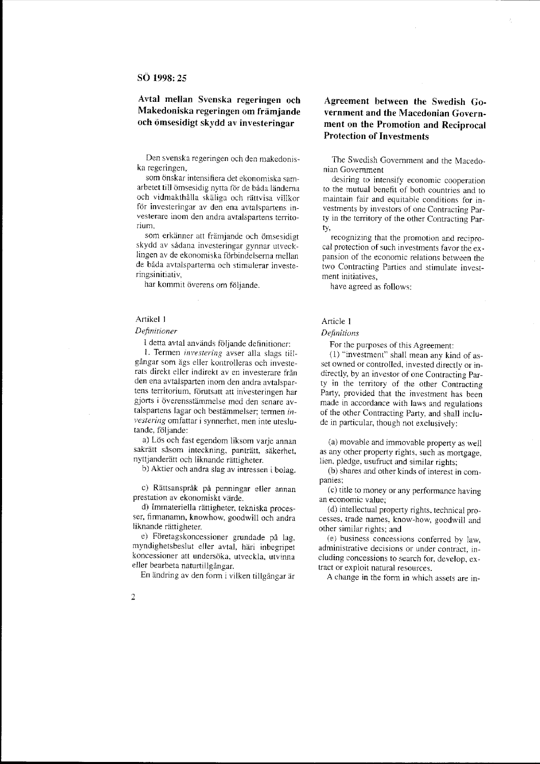SÖ 1998: 25

## Avtal mellan Svenska regeringen och Makedoniska regeringen om främjande och ömsesidigt skydd av investeringar

Den svenska regeringen och den makedoniska regeringen,

som önskar intensifiera det ekonomiska samarbetet till ömsesidig nytta för de båda länderna och vidmakthålla skäliga och rättvisa villkor för investeringar av den ena avtalspartens investerare inom den andra avtalspartens territorium,

som erkänner att främjande och ömsesidigt skydd av sådana investeringar gynnar utvecklingen av de ekonomiska förbindelserna mellan de båda avtalsparterna och stimulerar investeringsinitiativ,

har kommit överens om följande.

### Artikel 1

*Definitioner*

I detta avtal används följande definitioner:

1. Termen *investering* avser alla slags tillgångar som ägs eller kontrolleras och investerats direkt eller indirekt av en investerare från den ena avtalsparten inom den andra avtalspartens territorium, förutsatt att investeringen har gjorts i överensstämmelse med den senare avtalspartens lagar och bestämmelser; termen *investering* omfattar i synnerhet, men inte uteslutande, följande:

a) Lös och fast egendom liksom varje annan sakrätt såsom inteckning, panträtt, säkerhet, nyttjanderätt och liknande rättigheter.

b) Aktier och andra slag av intressen i bolag.

c) Rättsanspråk på penningar eller annan prestation av ekonomiskt värde.

d) Immateriella rättigheter, tekniska processer, firmanamn, knowhow, goodwill och andra liknande rättigheter.

e) Företagskoncessioner grundade på lag, myndighetsbeslut eller avtal, häri inbegripet koncessioner att undersöka, utveckla, utvinna eller bearbeta naturtillgångar.

En ändring av den form i vilken tillgångar är

## Agreement between the Swedish Government and the Macedonian Government on the Promotion and Reciprocal Protection of Investments

The Swedish Government and the Macedonian Government

desiring to intensify economic cooperation to the mutual benefit of both countries and to maintain fair and equitable conditions for investments by investors of one Contracting Party in the territory of the other Contracting Party,

recognizing that the promotion and reciprocal protection of such investments favor the expansion of the economic relations between the two Contracting Parties and stimulate investment initiatives,

have agreed as follows:

### Article 1

*Definitions*

For the purposes of this Agreement:

(1) "investment" shall mean any kind of asset owned or controlled, invested directly or indirectly, by an investor of one Contracting Party in the territory of the other Contracting Party, provided that the investment has been made in accordance with laws and regulations of the other Contracting Party, and shall include in particular, though not exclusively:

(a) movable and immovable property as well as any other property rights, such as mortgage, lien, pledge, usufruct and similar rights;

(b) shares and other kinds of interest in companies;

(c) title to money or any performance having an economic value;

(d) intellectual property rights, technical processes, trade names, know-how, goodwill and other similar rights; and

(e) business concessions conferred by law, administrative decisions or under contract, including concessions to search for, develop, extract or exploit natural resources.

A change in the form in which assets are in-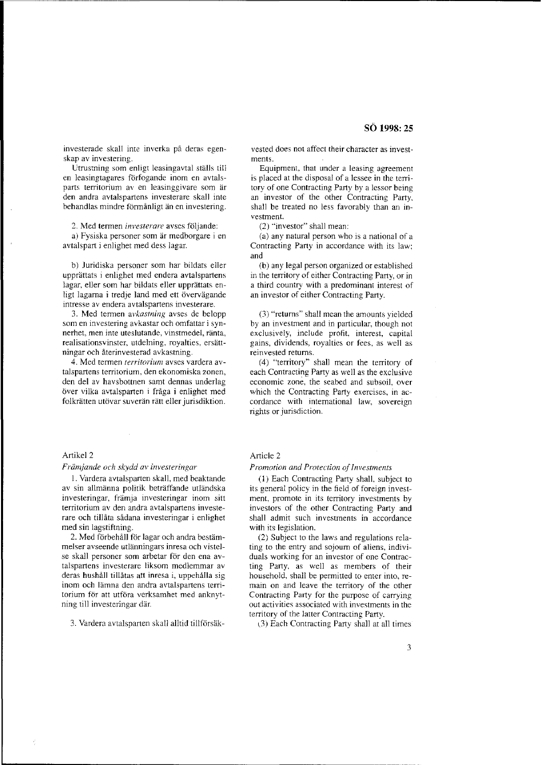investerade skall inte inverka på deras egenskap av investering.

Utrustning som enligt leasingavtal ställs till en leasingtagares förfogande inom en avtalsparts territorium av en leasinggivare som är den andra avtalspartens investerare skall inte behandlas mindre förmånligt än en investering.

2. Med termen *investerare* avses följande:

a) Fysiska personer som är medborgare i en avtalspart i enlighet med dess lagar.

b) Juridiska personer som har bildats eller upprättats i enlighet med endera avtalspartens lagar, eller som har bildats eller upprättats enligt lagarna i tredje land med ett övervägande intresse av endera avtalspartens investerare.

3. Med termen *avkastning* avses de belopp som en investering avkastar och omfattar i synnerhet, men inte uteslutande, vinstmedel, ränta, realisationsvinster, utdelning, royalties, ersättningar och återinvesterad avkastning.

4. Med termen *territorium* avses vardera avtalspartens territorium, den ekonomiska zonen, den del av havsbottnen samt dennas underlag över vilka avtalsparten i fråga i enlighet med folkrätten utövar suverän rätt eller jurisdiktion.

vested does not affect their character as investments.

Equipment, that under a leasing agreement is placed at the disposal of a lessee in the territory of one Contracting Party by a lessor being an investor of the other Contracting Party, shall be treated no less favorably than an investment.

(2) "investor" shall mean:

(a) any natural person who is a national of a Contracting Party in accordance with its law; and

(b) any legal person organized or established in the territory of either Contracting Party, or in a third country with a predominant interest of an investor of either Contracting Party.

(3) "returns" shall mean the amounts yielded by an investment and in particular, though not exclusively, include profit, interest, capital gains, dividends, royalties or fees, as well as reinvested returns.

(4) "territory" shall mean the territory of each Contracting Party as well as the exclusive economic zone, the seabed and subsoil, over which the Contracting Party exercises, in accordance with international law, sovereign rights or jurisdiction.

## Artikel 2

*Främjande och skydd av investeringar*

1. Vardera avtalsparten skall, med beaktande av sin allmänna politik beträffande utländska investeringar, främja investeringar inom sitt territorium av den andra avtalspartens investerare och tillåta sådana investeringar i enlighet med sin lagstiftning.

2. Med förbehåll för lagar och andra bestämmelser avseende utlänningars inresa och vistelse skall personer som arbetar för den ena avtalspartens investerare liksom medlemmar av deras hushåll tillåtas att inresa i, uppehålla sig inom och lämna den andra avtalspartens territorium för att utföra verksamhet med anknytning till investeringar där.

3. Vardera avtalsparten skall alltid tillförsäk-

## Article 2

*Promotion and Protection of Investments*

(1) Each Contracting Party shall, subject to its general policy in the field of foreign investment, promote in its territory investments by investors of the other Contracting Party and shall admit such investments in accordance with its legislation.

(2) Subject to the laws and regulations relating to the entry and sojourn of aliens, individuals working for an investor of one Contracting Party, as well as members of their household, shall be permitted to enter into, remain on and leave the territory of the other Contracting Party for the purpose of carrying out activities associated with investments in the territory of the latter Contracting Party.

(3) Each Contracting Party shall at all times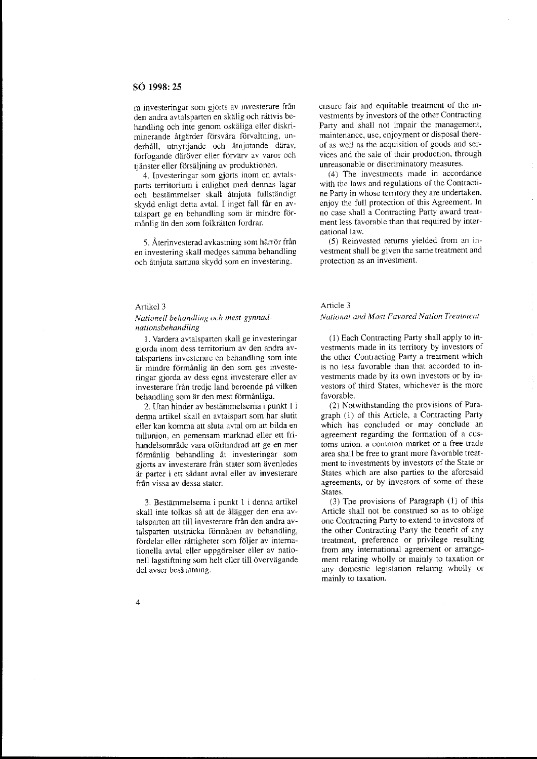ra investeringar som gjorts av investerare från den andra avtalsparten en skälig och rättvis behandling och inte genom oskäliga eller diskriminerande åtgärder försvåra förvaltning, underhåll, utnyttjande och åtnjutande därav, förfogande däröver eller förvärv av varor och tjänster eller försäljning av produktionen.

4. Investeringar som gjorts inom en avtalsparts territorium i enlighet med dennas lagar och bestämmelser skall åtnjuta fullständigt skydd enligt detta avtal. I inget fall får en avtalspart ge en behandling som är mindre förmånlig än den som folkrätten fordrar.

5. Återinvesterad avkastning som härrör från en investering skall medges samma behandling och åtnjuta samma skydd som en investering.

Artikel 3

*Nationell behandling och mest-gynnad-nationsbehandling*

1. Vardera avtalsparten skall ge investeringar gjorda inom dess territorium av den andra avtalspartens investerare en behandling som inte är mindre förmånlig än den som ges investeringar gjorda av dess egna investerare eller av investerare från tredje land beroende på vilken behandling som är den mest förmånliga.

2. Utan hinder av bestämmelserna i punkt 1 i denna artikel skall en avtalspart som har slutit eller kan komma att sluta avtal om att bilda en tullunion, en gemensam marknad eller ett frihandelsområde vara oförhindrad att ge en mer förmånlig behandling åt investeringar som gjorts av investerare från stater som även ledes är parter i ett sådant avtal eller av investerare från vissa av dessa stater.

3. Bestämmelserna i punkt 1 i denna artikel skall inte tolkas så att de ålägger den ena avtalsparten att till investerare från den andra avtalsparten utsträcka förmånen av behandling, fördelar eller rättigheter som följer av internationella avtal eller uppgörelser eller av nationell lagstiftning som helt eller till övervägande del avser beskattning.

ensure fair and equitable treatment of the investments by investors of the other Contracting Party and shall not impair the management, maintenance, use, enjoyment or disposal thereof as well as the acquisition of goods and services and the sale of their production, through unreasonable or discriminatory measures.

(4) The investments made in accordance with the laws and regulations of the Contracting Party in whose territory they are undertaken, enjoy the full protection of this Agreement. In no case shall a Contracting Party award treatment less favorable than that required by international law.

(5) Reinvested returns yielded from an investment shall be given the same treatment and protection as an investment.

Article 3

*National and Most Favored Nation Treatment*

(1) Each Contracting Party shall apply to investments made in its territory by investors of the other Contracting Party a treatment which is no less favorable than that accorded to investments made by its own investors or by investors of third States, whichever is the more favorable.

(2) Notwithstanding the provisions of Paragraph (1) of this Article, a Contracting Party which has concluded or may conclude an agreement regarding the formation of a customs union, a common market or a free-trade area shall be free to grant more favorable treatment to investments by investors of the State or States which are also parties to the aforesaid agreements, or by investors of some of these States.

(3) The provisions of Paragraph (1) of this Article shall not be construed so as to oblige one Contracting Party to extend to investors of the other Contracting Party the benefit of any treatment, preference or privilege resulting from any international agreement or arrangement relating wholly or mainly to taxation or any domestic legislation relating wholly or mainly to taxation.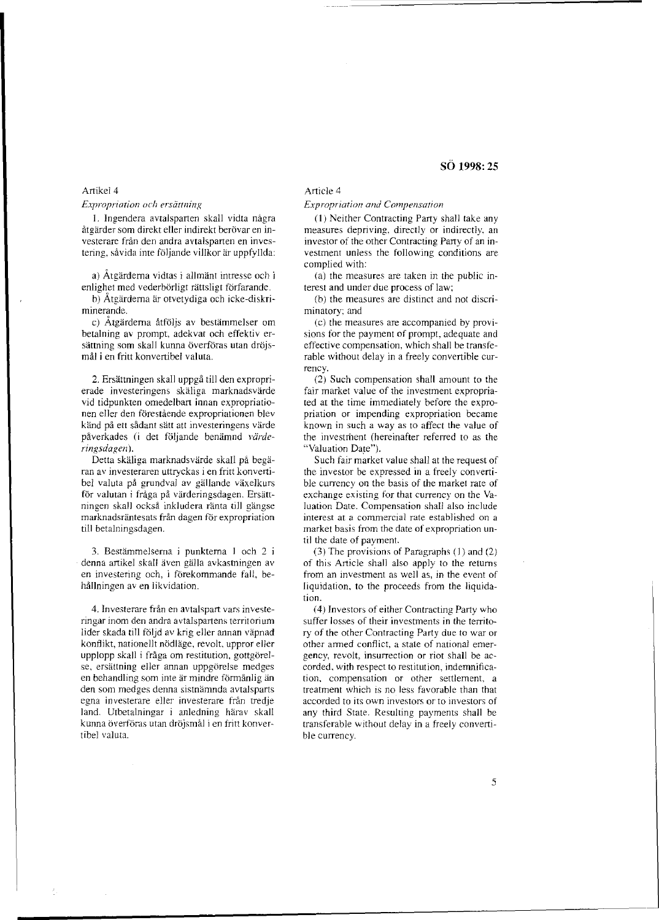Artikel 4

*Expropriation och ersättning*

1. Ingendera avtalsparten skall vidta några åtgärder som direkt eller indirekt berövar en investerare från den andra avtalsparten en investering, såvida inte följande villkor är uppfyllda:

a) Åtgärderna vidtas i allmänt intresse och i enlighet med vederbörligt rättsligt förfarande.

b) Åtgärderna är otvetydiga och icke-diskriminerande.

c) Åtgärderna åtföljs av bestämmelser om betalning av prompt, adekvat och effektiv ersättning som skall kunna överföras utan dröjsmål i en fritt konvertibel valuta.

2. Ersättningen skall uppgå till den exproprierade investeringens skäliga marknadsvärde vid tidpunkten omedelbart innan expropriationen eller den förestående expropriationen blev känd på ett sådant sätt att investeringens värde påverkades (i det följande benämnd *värderingsdagen*).

Detta skäliga marknadsvärde skall på begäran av investeraren uttryckas i en fritt konvertibel valuta på grundval av gällande växelkurs för valutan i fråga på värderingsdagen. Ersättningen skall också inkludera ränta till gängse marknadsräntesats från dagen för expropriation till betalningsdagen.

3. Bestämmelserna i punkterna 1 och 2 i denna artikel skall även gälla avkastningen av en investering och, i förekommande fall, behållningen av en likvidation.

4. Investerare från en avtalspart vars investeringar inom den andra avtalspartens territorium lider skada till följd av krig eller annan väpnad konflikt, nationellt nödläge, revolt, uppror eller upplopp skall i fråga om restitution, gottgörelse, ersättning eller annan uppgörelse medges en behandling som inte är mindre förmånlig än den som medges denna sistnämnda avtalsparts egna investerare eller investerare från tredje land. Utbetalningar i anledning härav skall kunna överföras utan dröjsmål i en fritt konvertibel valuta.

Article 4

*Expropriation and Compensation*

(1) Neither Contracting Party shall take any measures depriving, directly or indirectly, an investor of the other Contracting Party of an investment unless the following conditions are complied with:

(a) the measures are taken in the public interest and under due process of law;

(b) the measures are distinct and not discriminatory; and

(c) the measures are accompanied by provisions for the payment of prompt, adequate and effective compensation, which shall be transferable without delay in a freely convertible currency.

(2) Such compensation shall amount to the fair market value of the investment expropriated at the time immediately before the expropriation or impending expropriation became known in such a way as to affect the value of the investment (hereinafter referred to as the "Valuation Date").

Such fair market value shall at the request of the investor be expressed in a freely convertible currency on the basis of the market rate of exchange existing for that currency on the Valuation Date. Compensation shall also include interest at a commercial rate established on a market basis from the date of expropriation until the date of payment.

(3) The provisions of Paragraphs (1) and (2) of this Article shall also apply to the returns from an investment as well as, in the event of liquidation, to the proceeds from the liquidation.

(4) Investors of either Contracting Party who suffer losses of their investments in the territory of the other Contracting Party due to war or other armed conflict, a state of national emergency, revolt, insurrection or riot shall be accorded, with respect to restitution, indemnification, compensation or other settlement, a treatment which is no less favorable than that accorded to its own investors or to investors of any third State. Resulting payments shall be transferable without delay in a freely convertible currency.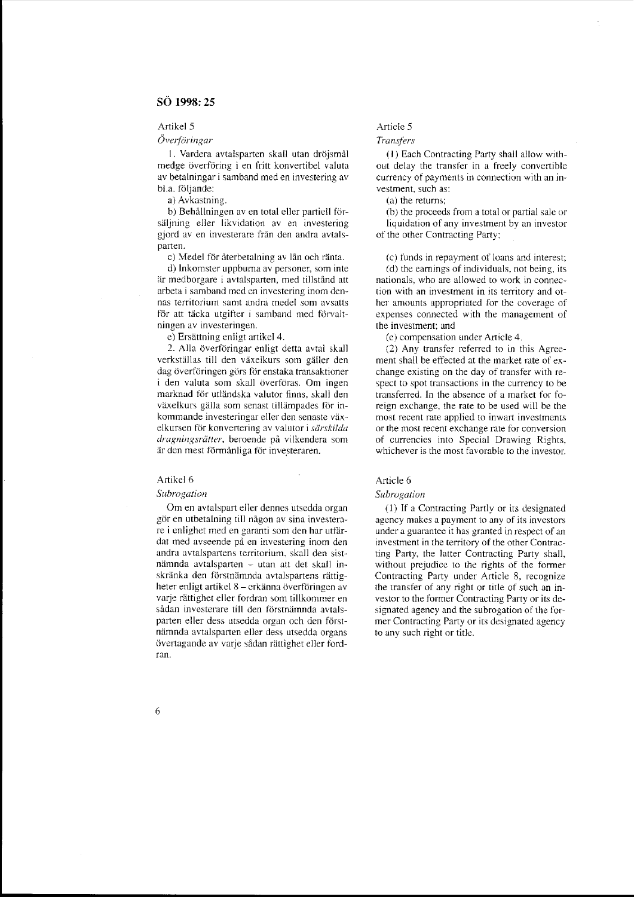## Artikel 5

*Överföringar*

1. Vardera avtalsparten skall utan dröjsmål medge överföring i en fritt konvertibel valuta av betalningar i samband med en investering av bl.a. följande:

a) Avkastning.

b) Behållningen av en total eller partiell försäljning eller likvidation av en investering gjord av en investerare från den andra avtalsparten.

c) Medel för återbetalning av lån och ränta.

d) Inkomster uppburna av personer, som inte är medborgare i avtalsparten, med tillstånd att arbeta i samband med en investering inom dennas territorium samt andra medel som avsatts för att täcka utgifter i samband med förvaltningen av investeringen.

e) Ersättning enligt artikel 4.

2. Alla överföringar enligt detta avtal skall verkställas till den växelkurs som gäller den dag överföringen görs för enstaka transaktioner i den valuta som skall överföras. Om ingen marknad för utländska valutor finns, skall den växelkurs gälla som senast tillämpades för inkommande investeringar eller den senaste växelkursen för konvertering av valutor i *särskilda dragningsrätter*, beroende på vilkendera som är den mest förmånliga för investeraren.

## Artikel 6

*Subrogation*

Om en avtalspart eller dennes utsedda organ gör en utbetalning till någon av sina investerare i enlighet med en garanti som den har utfärdat med avseende på en investering inom den andra avtalspartens territorium, skall den sistnämnda avtalsparten – utan att det skall inskränka den förstnämnda avtalspartens rättigheter enligt artikel 8 – erkänna överföringen av varje rättighet eller fordran som tillkommer en sådan investerare till den förstnämnda avtalsparten eller dess utsedda organ och den förstnämnda avtalsparten eller dess utsedda organs övertagande av varje sådan rättighet eller fordran.

## Article 5

*Transfers*

(1) Each Contracting Party shall allow without delay the transfer in a freely convertible currency of payments in connection with an investment, such as:

(a) the returns;

(b) the proceeds from a total or partial sale or liquidation of any investment by an investor of the other Contracting Party;

(c) funds in repayment of loans and interest;

(d) the earnings of individuals, not being, its nationals, who are allowed to work in connection with an investment in its territory and other amounts appropriated for the coverage of expenses connected with the management of the investment; and

(e) compensation under Article 4.

(2) Any transfer referred to in this Agreement shall be effected at the market rate of exchange existing on the day of transfer with respect to spot transactions in the currency to be transferred. In the absence of a market for foreign exchange, the rate to be used will be the most recent rate applied to inwart investments or the most recent exchange rate for conversion of currencies into Special Drawing Rights, whichever is the most favorable to the investor.

## Article 6

*Subrogation*

(1) If a Contracting Partly or its designated agency makes a payment to any of its investors under a guarantee it has granted in respect of an investment in the territory of the other Contracting Party, the latter Contracting Party shall, without prejudice to the rights of the former Contracting Party under Article 8, recognize the transfer of any right or title of such an investor to the former Contracting Party or its designated agency and the subrogation of the former Contracting Party or its designated agency to any such right or title.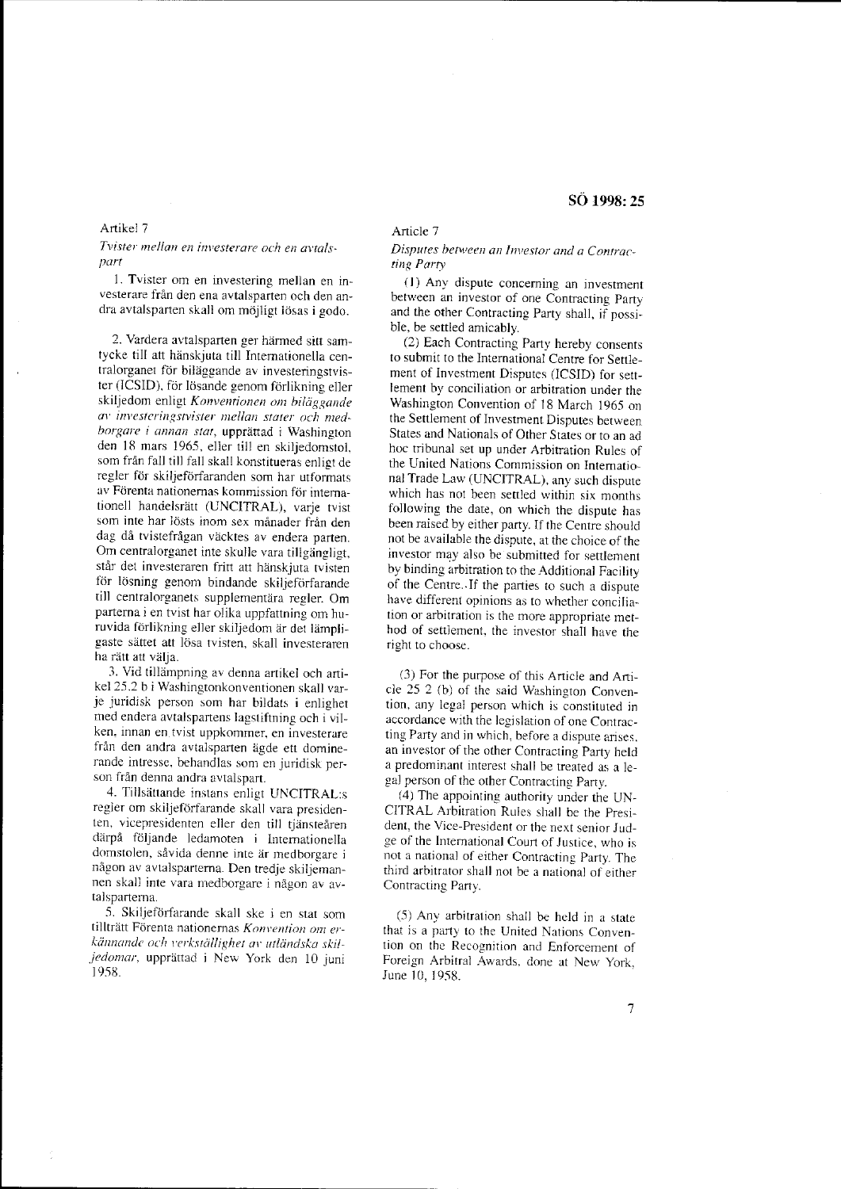Artikel 7

*Tvister mellan en investerare och en avtalspart*

1. Tvister om en investering mellan en investerare från den ena avtalsparten och den andra avtalsparten skall om möjligt lösas i godo.

2. Vardera avtalsparten ger härmed sitt samtycke till att hänskjuta till Internationella centralorganet för biläggande av investeringstvister (ICSID), för lösande genom förlikning eller skiljedom enligt *Konventionen om biläggande av investeringstvister mellan stater och medborgare i annan stat*, upprättad i Washington den 18 mars 1965, eller till en skiljedomstol, som från fall till fall skall konstitueras enligt de regler för skiljeförfaranden som har utformats av Förenta nationernas kommission för internationell handelsrätt (UNCITRAL), varje tvist som inte har lösts inom sex månader från den dag då tvistefrågan väcktes av endera parten. Om centralorganet inte skulle vara tillgängligt, står det investeraren fritt att hänskjuta tvisten för lösning genom bindande skiljeförfarande till centralorganets supplementära regler. Om parterna i en tvist har olika uppfattning om huruvida förlikning eller skiljedom är det lämpligaste sättet att lösa tvisten, skall investeraren ha rätt att välja.

3. Vid tillämpning av denna artikel och artikel 25.2 b i Washingtonkonventionen skall varje juridisk person som har bildats i enlighet med endera avtalspartens lagstiftning och i vilken, innan en tvist uppkommer, en investerare från den andra avtalsparten ägde ett dominerande intresse, behandlas som en juridisk person från denna andra avtalspart.

4. Tillsättande instans enligt UNCITRAL:s regler om skiljeförfarande skall vara presidenten, vicepresidenten eller den till tjänsteåren därpå följande ledamoten i Internationella domstolen, såvida denne inte är medborgare i någon av avtalsparterna. Den tredje skiljemannen skall inte vara medborgare i någon av avtalsparterna.

5. Skiljeförfarande skall ske i en stat som tillträtt Förenta nationernas *Konvention om erkännande och verkställighet av utländska skiljedomar*, upprättad i New York den 10 juni 1958.

Article 7

*Disputes between an Investor and a Contracting Party*

(1) Any dispute concerning an investment between an investor of one Contracting Party and the other Contracting Party shall, if possible, be settled amicably.

(2) Each Contracting Party hereby consents to submit to the International Centre for Settlement of Investment Disputes (ICSID) for settlement by conciliation or arbitration under the Washington Convention of 18 March 1965 on the Settlement of Investment Disputes between States and Nationals of Other States or to an ad hoc tribunal set up under Arbitration Rules of the United Nations Commission on International Trade Law (UNCITRAL), any such dispute which has not been settled within six months following the date, on which the dispute has been raised by either party. If the Centre should not be available the dispute, at the choice of the investor may also be submitted for settlement by binding arbitration to the Additional Facility of the Centre. If the parties to such a dispute have different opinions as to whether conciliation or arbitration is the more appropriate method of settlement, the investor shall have the right to choose.

(3) For the purpose of this Article and Article 25 2 (b) of the said Washington Convention, any legal person which is constituted in accordance with the legislation of one Contracting Party and in which, before a dispute arises, an investor of the other Contracting Party held a predominant interest shall be treated as a legal person of the other Contracting Party.

(4) The appointing authority under the UNCITRAL Arbitration Rules shall be the President, the Vice-President or the next senior Judge of the International Court of Justice, who is not a national of either Contracting Party. The third arbitrator shall not be a national of either Contracting Party.

(5) Any arbitration shall be held in a state that is a party to the United Nations Convention on the Recognition and Enforcement of Foreign Arbitral Awards, done at New York, June 10, 1958.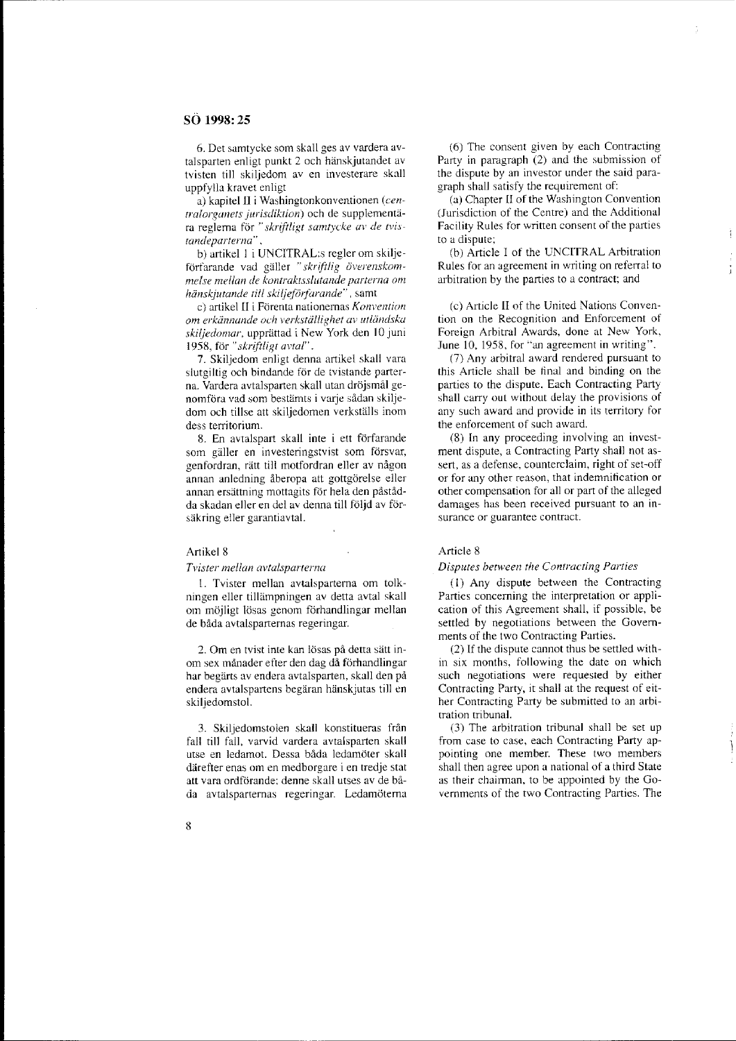6. Det samtycke som skall ges av vardera avtalsparten enligt punkt 2 och hänskjutandet av tvisten till skiljedom av en investerare skall uppfylla kravet enligt

a) kapitel II i Washingtonkonventionen (*centralorganets jurisdiktion*) och de supplementära reglerna för *"skriftligt samtycke av de tvistandeparterna"*,

b) artikel 1 i UNCITRAL:s regler om skiljeförfarande vad gäller *"skriftlig överenskommelse mellan de kontraktsslutande parterna om hänskjutande till skiljeförfarande"*, samt

c) artikel II i Förenta nationernas *Konvention om erkännande och verkställighet av utländska skiljedomar*, upprättad i New York den 10 juni 1958, för *"skriftligt avtal"*.

7. Skiljedom enligt denna artikel skall vara slutgiltig och bindande för de tvistande parterna. Vardera avtalsparten skall utan dröjsmål genomföra vad som bestämts i varje sådan skiljedom och tillse att skiljedomen verkställs inom dess territorium.

8. En avtalspart skall inte i ett förfarande som gäller en investeringstvist som försvar, genfordran, rätt till motfordran eller av någon annan anledning åberopa att gottgörelse eller annan ersättning mottagits för hela den påstådda skadan eller en del av denna till följd av försäkring eller garantiavtal.

Artikel 8

*Tvister mellan avtalsparterna*

1. Tvister mellan avtalsparterna om tolkningen eller tillämpningen av detta avtal skall om möjligt lösas genom förhandlingar mellan de båda avtalsparternas regeringar.

2. Om en tvist inte kan lösas på detta sätt inom sex månader efter den dag då förhandlingar har begärts av endera avtalsparten, skall den på endera avtalspartens begäran hänskjutas till en skiljedomstol.

3. Skiljedomstolen skall konstitueras från fall till fall, varvid vardera avtalsparten skall utse en ledamot. Dessa båda ledamöter skall därefter enas om en medborgare i en tredje stat att vara ordförande; denne skall utses av de båda avtalsparternas regeringar. Ledamöterna

(6) The consent given by each Contracting Party in paragraph (2) and the submission of the dispute by an investor under the said paragraph shall satisfy the requirement of:

(a) Chapter II of the Washington Convention (Jurisdiction of the Centre) and the Additional Facility Rules for written consent of the parties to a dispute;

(b) Article I of the UNCITRAL Arbitration Rules for an agreement in writing on referral to arbitration by the parties to a contract; and

(c) Article II of the United Nations Convention on the Recognition and Enforcement of Foreign Arbitral Awards, done at New York, June 10, 1958, for "an agreement in writing".

(7) Any arbitral award rendered pursuant to this Article shall be final and binding on the parties to the dispute. Each Contracting Party shall carry out without delay the provisions of any such award and provide in its territory for the enforcement of such award.

(8) In any proceeding involving an investment dispute, a Contracting Party shall not assert, as a defense, counterclaim, right of set-off or for any other reason, that indemnification or other compensation for all or part of the alleged damages has been received pursuant to an insurance or guarantee contract.

Article 8

*Disputes between the Contracting Parties*

(1) Any dispute between the Contracting Parties concerning the interpretation or application of this Agreement shall, if possible, be settled by negotiations between the Governments of the two Contracting Parties.

(2) If the dispute cannot thus be settled within six months, following the date on which such negotiations were requested by either Contracting Party, it shall at the request of either Contracting Party be submitted to an arbitration tribunal.

(3) The arbitration tribunal shall be set up from case to case, each Contracting Party appointing one member. These two members shall then agree upon a national of a third State as their chairman, to be appointed by the Governments of the two Contracting Parties. The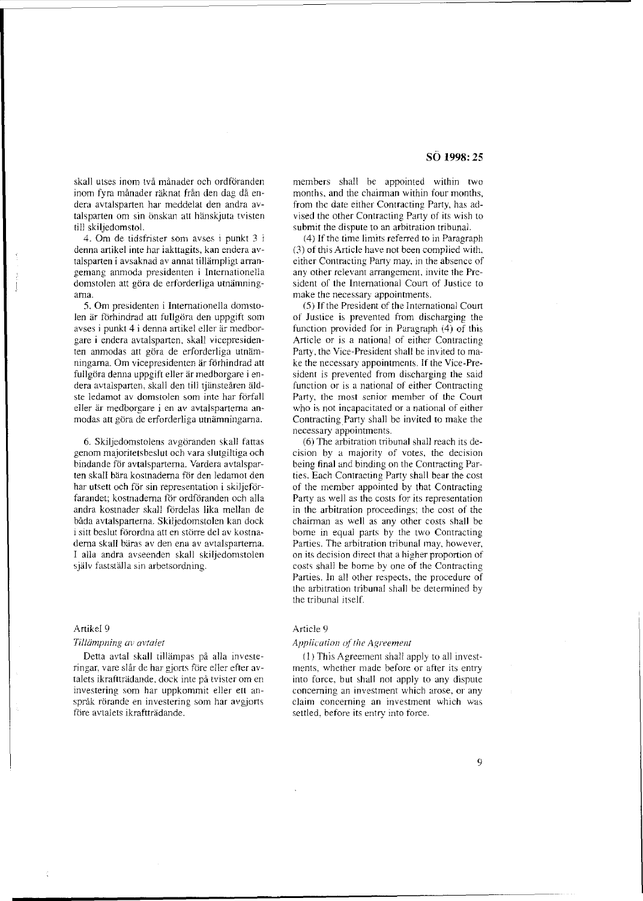skall utses inom två månader och ordföranden inom fyra månader räknat från den dag då endera avtalsparten har meddelat den andra avtalsparten om sin önskan att hänskjuta tvisten till skiljedomstol.

4. Om de tidsfrister som avses i punkt 3 i denna artikel inte har iakttagits, kan endera avtalsparten i avsaknad av annat tillämpligt arrangemang anmoda presidenten i Internationella domstolen att göra de erforderliga utnämningarna.

5. Om presidenten i Internationella domstolen är förhindrad att fullgöra den uppgift som avses i punkt 4 i denna artikel eller är medborgare i endera avtalsparten, skall vicepresidenten anmodas att göra de erforderliga utnämningarna. Om vicepresidenten är förhindrad att fullgöra denna uppgift eller är medborgare i endera avtalsparten, skall den till tjänsteåren äldste ledamot av domstolen som inte har förfall eller är medborgare i en av avtalsparterna anmodas att göra de erforderliga utnämningarna.

6. Skiljedomstolens avgöranden skall fattas genom majoritetsbeslut och vara slutgiltiga och bindande för avtalsparterna. Vardera avtalsparten skall bära kostnaderna för den ledamot den har utsett och för sin representation i skiljeförfarandet; kostnaderna för ordföranden och alla andra kostnader skall fördelas lika mellan de båda avtalsparterna. Skiljedomstolen kan dock i sitt beslut förordna att en större del av kostnaderna skall bäras av den ena av avtalsparterna. I alla andra avseenden skall skiljedomstolen själv fastställa sin arbetsordning.

Artikel 9

*Tillämpning av avtalet*

Detta avtal skall tillämpas på alla investeringar, vare sig de har gjorts före eller efter avtalets ikraftträdande, dock inte på tvister om en investering som har uppkommit eller ett anspråk rörande en investering som har avgjorts före avtalets ikraftträdande.

members shall be appointed within two months, and the chairman within four months, from the date either Contracting Party, has advised the other Contracting Party of its wish to submit the dispute to an arbitration tribunal.

(4) If the time limits referred to in Paragraph (3) of this Article have not been complied with, either Contracting Party may, in the absence of any other relevant arrangement, invite the President of the International Court of Justice to make the necessary appointments.

(5) If the President of the International Court of Justice is prevented from discharging the function provided for in Paragraph (4) of this Article or is a national of either Contracting Party, the Vice-President shall be invited to make the necessary appointments. If the Vice-President is prevented from discharging the said function or is a national of either Contracting Party, the most senior member of the Court who is not incapacitated or a national of either Contracting Party shall be invited to make the necessary appointments.

(6) The arbitration tribunal shall reach its decision by a majority of votes, the decision being final and binding on the Contracting Parties. Each Contracting Party shall bear the cost of the member appointed by that Contracting Party as well as the costs for its representation in the arbitration proceedings; the cost of the chairman as well as any other costs shall be borne in equal parts by the two Contracting Parties. The arbitration tribunal may, however, on its decision direct that a higher proportion of costs shall be borne by one of the Contracting Parties. In all other respects, the procedure of the arbitration tribunal shall be determined by the tribunal itself.

Article 9

*Application of the Agreement*

(1) This Agreement shall apply to all investments, whether made before or after its entry into force, but shall not apply to any dispute concerning an investment which arose, or any claim concerning an investment which was settled, before its entry into force.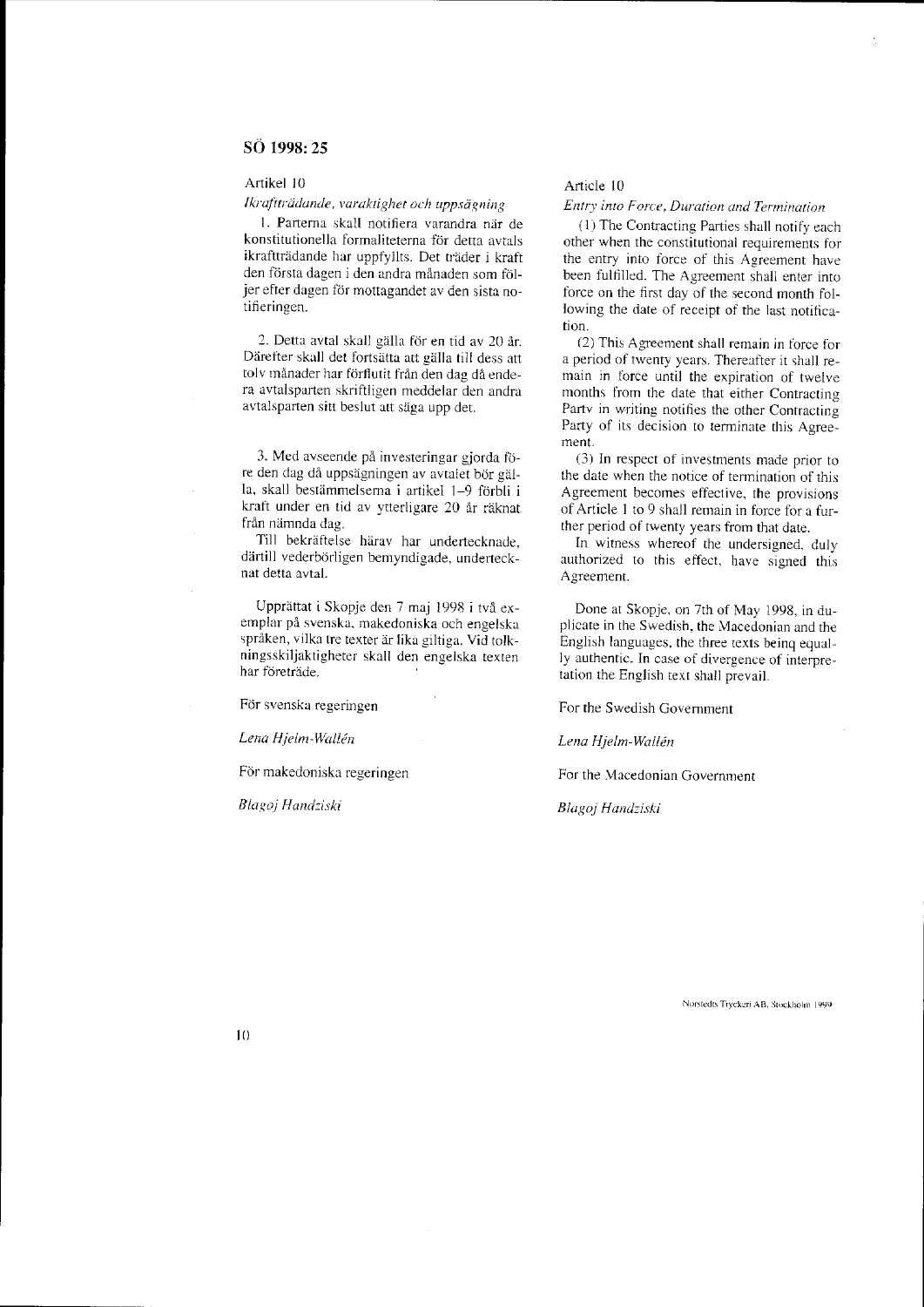# SÖ 1998: 25

## Artikel 10

*Ikraftträdande, varaktighet och uppsägning*

1. Parterna skall notifiera varandra när de konstitutionella formaliteterna för detta avtals ikraftträdande har uppfyllts. Det träder i kraft den första dagen i den andra månaden som följer efter dagen för mottagandet av den sista notifieringen.

2. Detta avtal skall gälla för en tid av 20 år. Därefter skall det fortsätta att gälla till dess att tolv månader har förflutit från den dag då endera avtalsparten skriftligen meddelar den andra avtalsparten sitt beslut att säga upp det.

3. Med avseende på investeringar gjorda före den dag då uppsägningen av avtalet bör gälla, skall bestämmelserna i artikel 1–9 förbli i kraft under en tid av ytterligare 20 år räknat från nämnda dag.

Till bekräftelse härav har undertecknade, därtill vederbörligen bemyndigade, undertecknat detta avtal.

Upprättat i Skopje den 7 maj 1998 i två exemplar på svenska, makedoniska och engelska språken, vilka tre texter är lika giltiga. Vid tolkningsskiljaktigheter skall den engelska texten har företräde.

För svenska regeringen

*Lena Hjelm-Wallén*

För makedoniska regeringen

*Blagoj Handziski*

## Article 10

*Entry into Force, Duration and Termination*

(1) The Contracting Parties shall notify each other when the constitutional requirements for the entry into force of this Agreement have been fulfilled. The Agreement shall enter into force on the first day of the second month following the date of receipt of the last notification.

(2) This Agreement shall remain in force for a period of twenty years. Thereafter it shall remain in force until the expiration of twelve months from the date that either Contracting Party in writing notifies the other Contracting Party of its decision to terminate this Agreement.

(3) In respect of investments made prior to the date when the notice of termination of this Agreement becomes effective, the provisions of Article 1 to 9 shall remain in force for a further period of twenty years from that date.

In witness whereof the undersigned, duly authorized to this effect, have signed this Agreement.

Done at Skopje, on 7th of May 1998, in duplicate in the Swedish, the Macedonian and the English languages, the three texts beinq equally authentic. In case of divergence of interpretation the English text shall prevail.

For the Swedish Government

*Lena Hjelm-Wallén*

For the Macedonian Government

*Blagoj Handziski*

Norstedts Tryckeri AB, Stockholm 1999